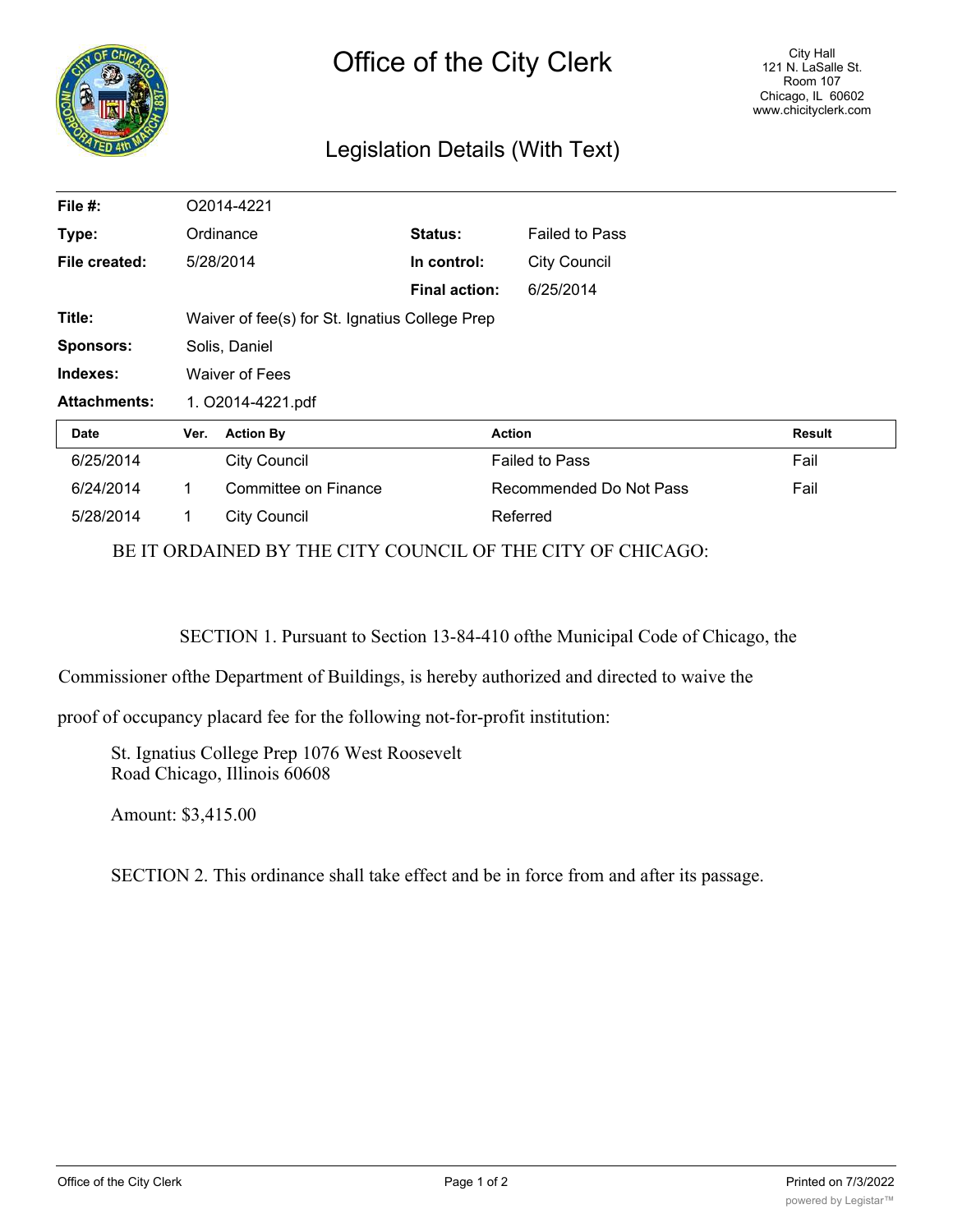# Office of the City Clerk

City Hall
121 N. LaSalle St.
Room 107
Chicago, IL 60602
www.chicityclerk.com

## Legislation Details (With Text)

| | | | |
|---|---|---|---|
| **File #:** | O2014-4221 | | |
| **Type:** | Ordinance | **Status:** | Failed to Pass |
| **File created:** | 5/28/2014 | **In control:** | City Council |
| | | **Final action:** | 6/25/2014 |
| **Title:** | Waiver of fee(s) for St. Ignatius College Prep | | |
| **Sponsors:** | Solis, Daniel | | |
| **Indexes:** | Waiver of Fees | | |
| **Attachments:** | 1. O2014-4221.pdf | | |

| Date | Ver. | Action By | Action | Result |
|---|---|---|---|---|
| 6/25/2014 | | City Council | Failed to Pass | Fail |
| 6/24/2014 | 1 | Committee on Finance | Recommended Do Not Pass | Fail |
| 5/28/2014 | 1 | City Council | Referred | |

BE IT ORDAINED BY THE CITY COUNCIL OF THE CITY OF CHICAGO:

SECTION 1. Pursuant to Section 13-84-410 ofthe Municipal Code of Chicago, the Commissioner ofthe Department of Buildings, is hereby authorized and directed to waive the proof of occupancy placard fee for the following not-for-profit institution:

St. Ignatius College Prep 1076 West Roosevelt
Road Chicago, Illinois 60608

Amount: $3,415.00

SECTION 2. This ordinance shall take effect and be in force from and after its passage.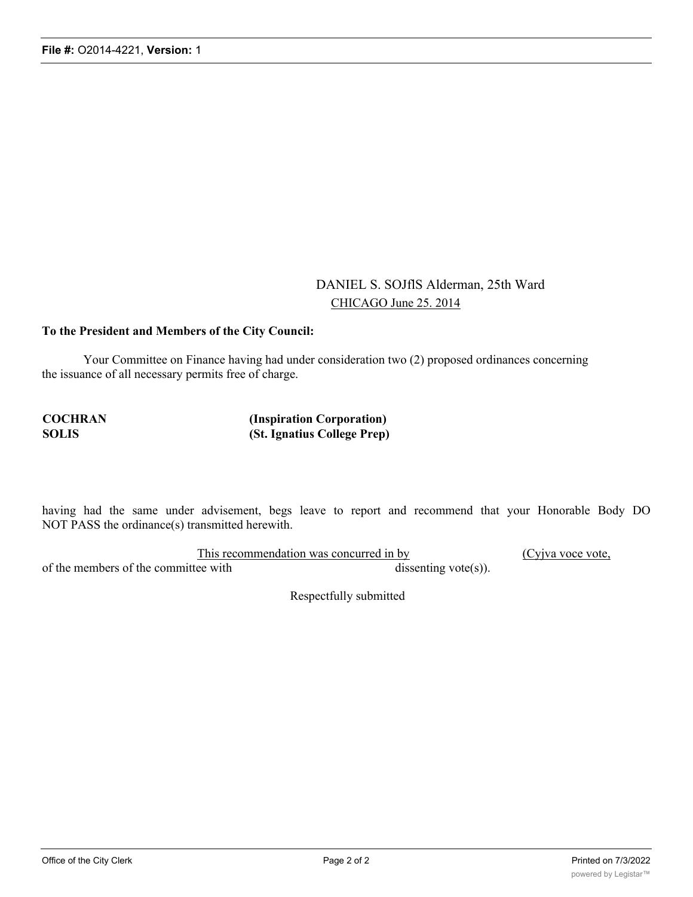DANIEL S. SOJflS Alderman, 25th Ward

CHICAGO June 25. 2014

**To the President and Members of the City Council:**

Your Committee on Finance having had under consideration two (2) proposed ordinances concerning the issuance of all necessary permits free of charge.

| | |
|---|---|
| **COCHRAN** | **(Inspiration Corporation)** |
| **SOLIS** | **(St. Ignatius College Prep)** |

having had the same under advisement, begs leave to report and recommend that your Honorable Body DO NOT PASS the ordinance(s) transmitted herewith.

This recommendation was concurred in by (Cyjva voce vote, of the members of the committee with dissenting vote(s)).

Respectfully submitted